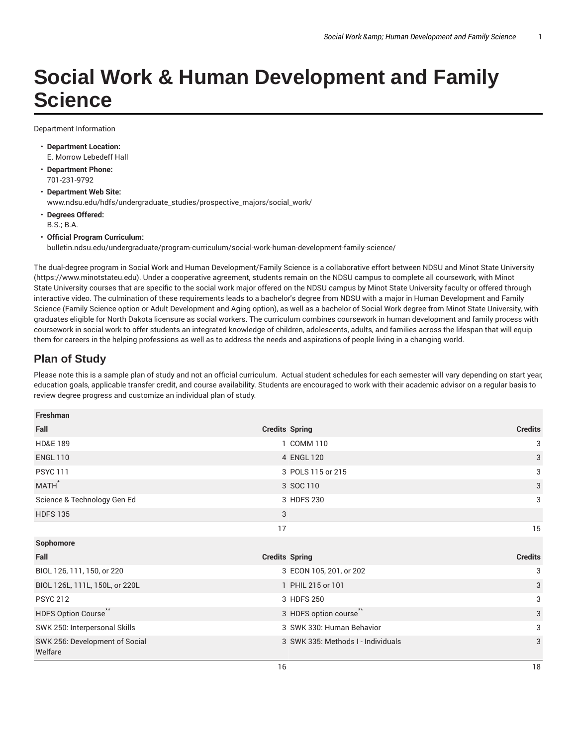# Social Work & Human Development and Family Science

Department Information

- **Department Location:**
  E. Morrow Lebedeff Hall
- **Department Phone:**
  701-231-9792
- **Department Web Site:**
  www.ndsu.edu/hdfs/undergraduate_studies/prospective_majors/social_work/
- **Degrees Offered:**
  B.S.; B.A.
- **Official Program Curriculum:**
  bulletin.ndsu.edu/undergraduate/program-curriculum/social-work-human-development-family-science/

The dual-degree program in Social Work and Human Development/Family Science is a collaborative effort between NDSU and Minot State University (https://www.minotstateu.edu). Under a cooperative agreement, students remain on the NDSU campus to complete all coursework, with Minot State University courses that are specific to the social work major offered on the NDSU campus by Minot State University faculty or offered through interactive video. The culmination of these requirements leads to a bachelor's degree from NDSU with a major in Human Development and Family Science (Family Science option or Adult Development and Aging option), as well as a bachelor of Social Work degree from Minot State University, with graduates eligible for North Dakota licensure as social workers. The curriculum combines coursework in human development and family process with coursework in social work to offer students an integrated knowledge of children, adolescents, adults, and families across the lifespan that will equip them for careers in the helping professions as well as to address the needs and aspirations of people living in a changing world.

## Plan of Study

Please note this is a sample plan of study and not an official curriculum. Actual student schedules for each semester will vary depending on start year, education goals, applicable transfer credit, and course availability. Students are encouraged to work with their academic advisor on a regular basis to review degree progress and customize an individual plan of study.

| Freshman | | | |
|---|---|---|---|
| Fall | Credits | Spring | Credits |
| HD&E 189 | 1 | COMM 110 | 3 |
| ENGL 110 | 4 | ENGL 120 | 3 |
| PSYC 111 | 3 | POLS 115 or 215 | 3 |
| MATH* | 3 | SOC 110 | 3 |
| Science & Technology Gen Ed | 3 | HDFS 230 | 3 |
| HDFS 135 | 3 | | |
| | 17 | | 15 |
| **Sophomore** | | | |
| Fall | Credits | Spring | Credits |
| BIOL 126, 111, 150, or 220 | 3 | ECON 105, 201, or 202 | 3 |
| BIOL 126L, 111L, 150L, or 220L | 1 | PHIL 215 or 101 | 3 |
| PSYC 212 | 3 | HDFS 250 | 3 |
| HDFS Option Course** | 3 | HDFS option course** | 3 |
| SWK 250: Interpersonal Skills | 3 | SWK 330: Human Behavior | 3 |
| SWK 256: Development of Social Welfare | 3 | SWK 335: Methods I - Individuals | 3 |
| | 16 | | 18 |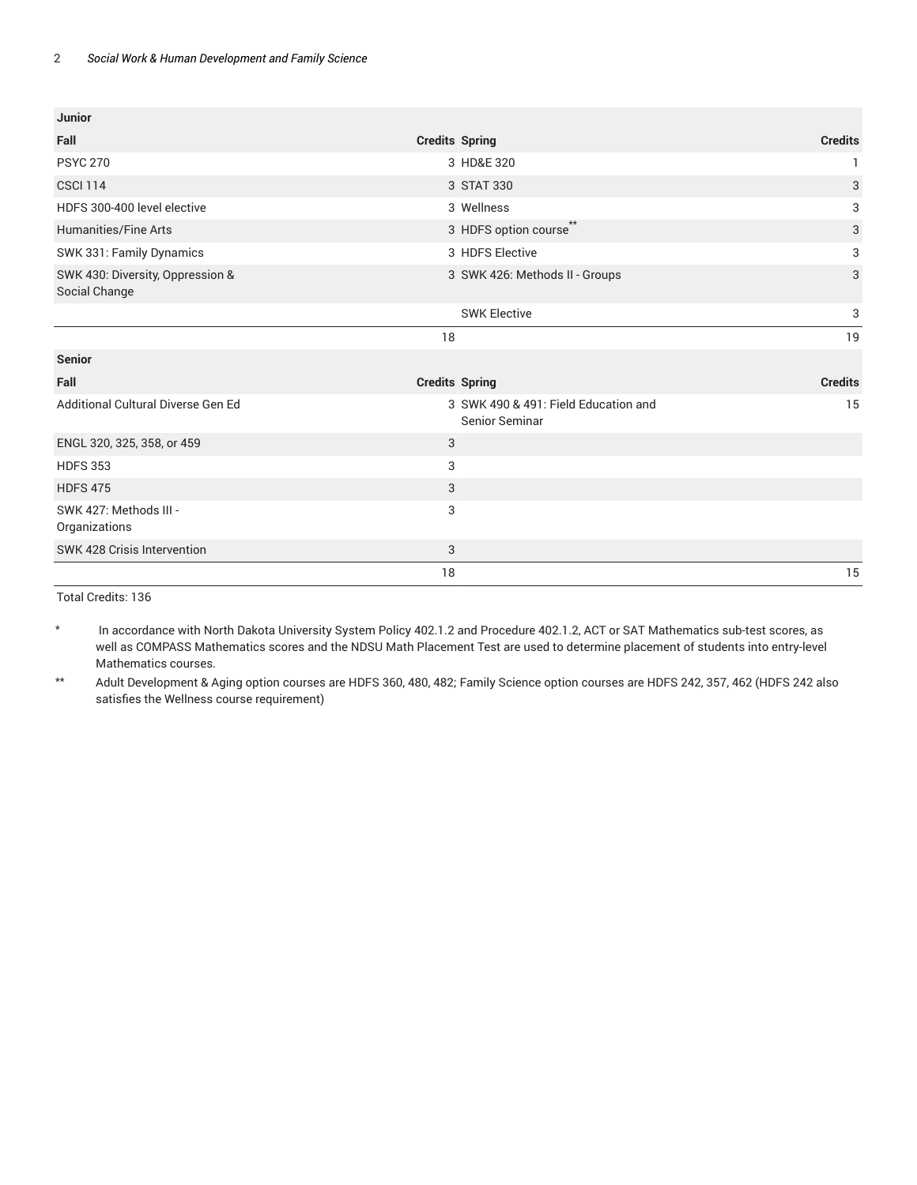| Junior | | | |
| --- | --- | --- | --- |
| **Fall** | **Credits** | **Spring** | **Credits** |
| PSYC 270 | 3 | HD&E 320 | 1 |
| CSCI 114 | 3 | STAT 330 | 3 |
| HDFS 300-400 level elective | 3 | Wellness | 3 |
| Humanities/Fine Arts | 3 | HDFS option course** | 3 |
| SWK 331: Family Dynamics | 3 | HDFS Elective | 3 |
| SWK 430: Diversity, Oppression & Social Change | 3 | SWK 426: Methods II - Groups | 3 |
| | | SWK Elective | 3 |
| | 18 | | 19 |
| **Senior** | | | |
| **Fall** | **Credits** | **Spring** | **Credits** |
| Additional Cultural Diverse Gen Ed | 3 | SWK 490 & 491: Field Education and Senior Seminar | 15 |
| ENGL 320, 325, 358, or 459 | 3 | | |
| HDFS 353 | 3 | | |
| HDFS 475 | 3 | | |
| SWK 427: Methods III - Organizations | 3 | | |
| SWK 428 Crisis Intervention | 3 | | |
| | 18 | | 15 |

Total Credits: 136

\* In accordance with North Dakota University System Policy 402.1.2 and Procedure 402.1.2, ACT or SAT Mathematics sub-test scores, as well as COMPASS Mathematics scores and the NDSU Math Placement Test are used to determine placement of students into entry-level Mathematics courses.

\*\* Adult Development & Aging option courses are HDFS 360, 480, 482; Family Science option courses are HDFS 242, 357, 462 (HDFS 242 also satisfies the Wellness course requirement)